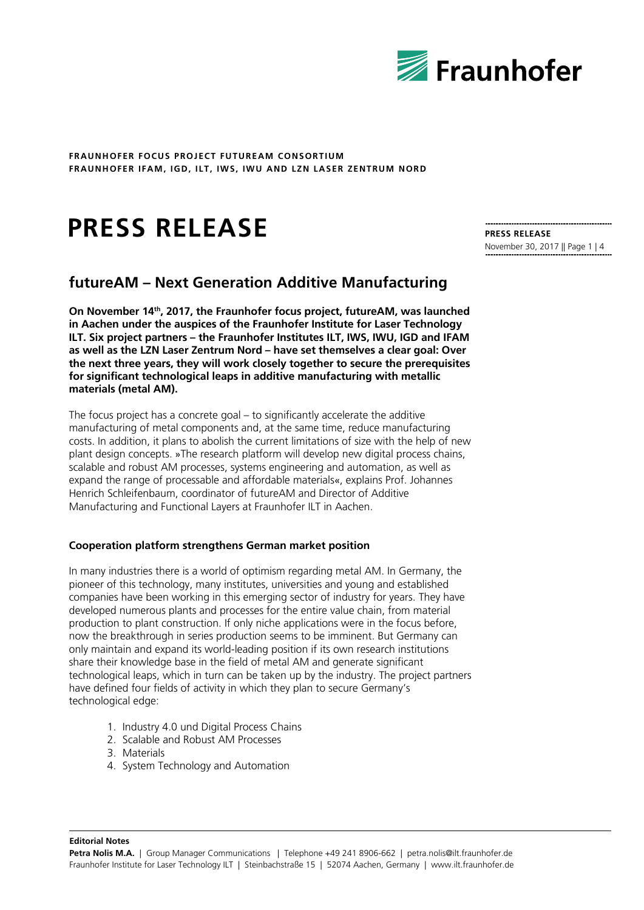**FRAUNHOFER FOCUS PROJECT FUTUREAM CONSORTIUM**
**FRAUNHOFER IFAM, IGD, ILT, IWS, IWU AND LZN LASER ZENTRUM NORD**

# PRESS RELEASE

**PRESS RELEASE**
November 30, 2017

## futureAM – Next Generation Additive Manufacturing

**On November 14th, 2017, the Fraunhofer focus project, futureAM, was launched in Aachen under the auspices of the Fraunhofer Institute for Laser Technology ILT. Six project partners – the Fraunhofer Institutes ILT, IWS, IWU, IGD and IFAM as well as the LZN Laser Zentrum Nord – have set themselves a clear goal: Over the next three years, they will work closely together to secure the prerequisites for significant technological leaps in additive manufacturing with metallic materials (metal AM).**

The focus project has a concrete goal – to significantly accelerate the additive manufacturing of metal components and, at the same time, reduce manufacturing costs. In addition, it plans to abolish the current limitations of size with the help of new plant design concepts. »The research platform will develop new digital process chains, scalable and robust AM processes, systems engineering and automation, as well as expand the range of processable and affordable materials«, explains Prof. Johannes Henrich Schleifenbaum, coordinator of futureAM and Director of Additive Manufacturing and Functional Layers at Fraunhofer ILT in Aachen.

### Cooperation platform strengthens German market position

In many industries there is a world of optimism regarding metal AM. In Germany, the pioneer of this technology, many institutes, universities and young and established companies have been working in this emerging sector of industry for years. They have developed numerous plants and processes for the entire value chain, from material production to plant construction. If only niche applications were in the focus before, now the breakthrough in series production seems to be imminent. But Germany can only maintain and expand its world-leading position if its own research institutions share their knowledge base in the field of metal AM and generate significant technological leaps, which in turn can be taken up by the industry. The project partners have defined four fields of activity in which they plan to secure Germany's technological edge:

1. Industry 4.0 und Digital Process Chains
2. Scalable and Robust AM Processes
3. Materials
4. System Technology and Automation

**Editorial Notes**
**Petra Nolis M.A.** | Group Manager Communications | Telephone +49 241 8906-662 | petra.nolis@ilt.fraunhofer.de
Fraunhofer Institute for Laser Technology ILT | Steinbachstraße 15 | 52074 Aachen, Germany | www.ilt.fraunhofer.de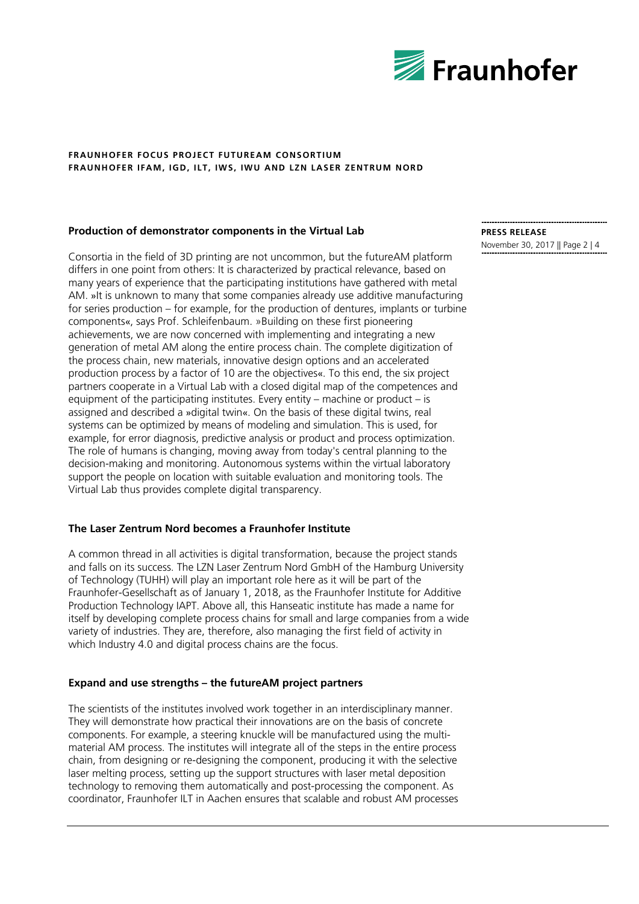## Production of demonstrator components in the Virtual Lab

Consortia in the field of 3D printing are not uncommon, but the futureAM platform differs in one point from others: It is characterized by practical relevance, based on many years of experience that the participating institutions have gathered with metal AM. »It is unknown to many that some companies already use additive manufacturing for series production – for example, for the production of dentures, implants or turbine components«, says Prof. Schleifenbaum. »Building on these first pioneering achievements, we are now concerned with implementing and integrating a new generation of metal AM along the entire process chain. The complete digitization of the process chain, new materials, innovative design options and an accelerated production process by a factor of 10 are the objectives«. To this end, the six project partners cooperate in a Virtual Lab with a closed digital map of the competences and equipment of the participating institutes. Every entity – machine or product – is assigned and described a »digital twin«. On the basis of these digital twins, real systems can be optimized by means of modeling and simulation. This is used, for example, for error diagnosis, predictive analysis or product and process optimization. The role of humans is changing, moving away from today's central planning to the decision-making and monitoring. Autonomous systems within the virtual laboratory support the people on location with suitable evaluation and monitoring tools. The Virtual Lab thus provides complete digital transparency.

## The Laser Zentrum Nord becomes a Fraunhofer Institute

A common thread in all activities is digital transformation, because the project stands and falls on its success. The LZN Laser Zentrum Nord GmbH of the Hamburg University of Technology (TUHH) will play an important role here as it will be part of the Fraunhofer-Gesellschaft as of January 1, 2018, as the Fraunhofer Institute for Additive Production Technology IAPT. Above all, this Hanseatic institute has made a name for itself by developing complete process chains for small and large companies from a wide variety of industries. They are, therefore, also managing the first field of activity in which Industry 4.0 and digital process chains are the focus.

## Expand and use strengths – the futureAM project partners

The scientists of the institutes involved work together in an interdisciplinary manner. They will demonstrate how practical their innovations are on the basis of concrete components. For example, a steering knuckle will be manufactured using the multi-material AM process. The institutes will integrate all of the steps in the entire process chain, from designing or re-designing the component, producing it with the selective laser melting process, setting up the support structures with laser metal deposition technology to removing them automatically and post-processing the component. As coordinator, Fraunhofer ILT in Aachen ensures that scalable and robust AM processes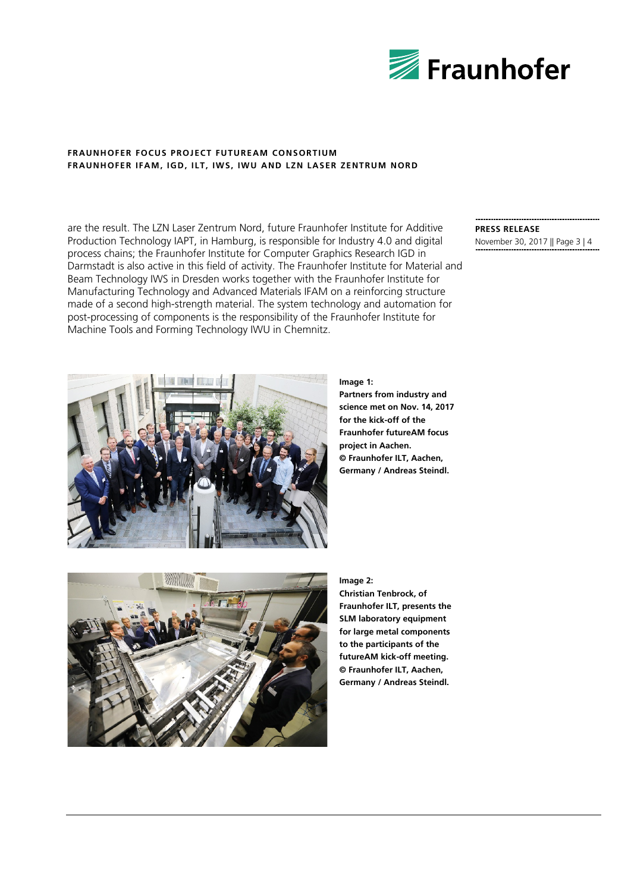are the result. The LZN Laser Zentrum Nord, future Fraunhofer Institute for Additive Production Technology IAPT, in Hamburg, is responsible for Industry 4.0 and digital process chains; the Fraunhofer Institute for Computer Graphics Research IGD in Darmstadt is also active in this field of activity. The Fraunhofer Institute for Material and Beam Technology IWS in Dresden works together with the Fraunhofer Institute for Manufacturing Technology and Advanced Materials IFAM on a reinforcing structure made of a second high-strength material. The system technology and automation for post-processing of components is the responsibility of the Fraunhofer Institute for Machine Tools and Forming Technology IWU in Chemnitz.

**Image 1:**
**Partners from industry and science met on Nov. 14, 2017 for the kick-off of the Fraunhofer futureAM focus project in Aachen.**
**© Fraunhofer ILT, Aachen, Germany / Andreas Steindl.**

**Image 2:**
**Christian Tenbrock, of Fraunhofer ILT, presents the SLM laboratory equipment for large metal components to the participants of the futureAM kick-off meeting.**
**© Fraunhofer ILT, Aachen, Germany / Andreas Steindl.**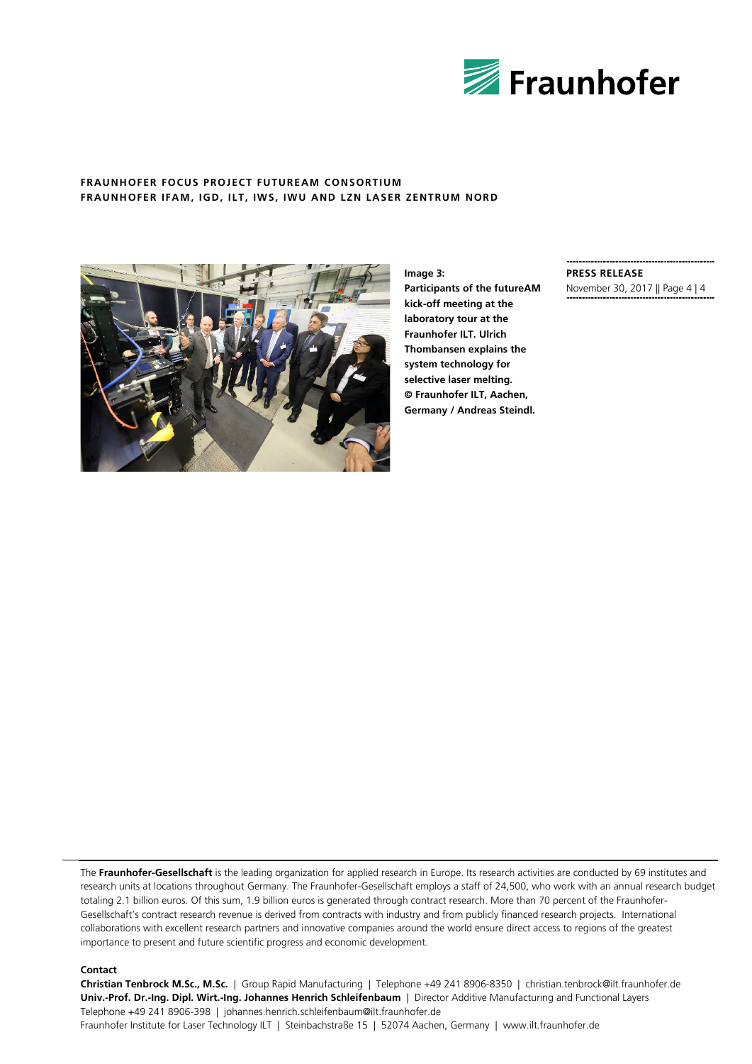**FRAUNHOFER FOCUS PROJECT FUTUREAM CONSORTIUM**
**FRAUNHOFER IFAM, IGD, ILT, IWS, IWU AND LZN LASER ZENTRUM NORD**

**PRESS RELEASE**
November 30, 2017 || Page 4 | 4

**Image 3:**
**Participants of the futureAM kick-off meeting at the laboratory tour at the Fraunhofer ILT. Ulrich Thombansen explains the system technology for selective laser melting.**
**© Fraunhofer ILT, Aachen, Germany / Andreas Steindl.**

The **Fraunhofer-Gesellschaft** is the leading organization for applied research in Europe. Its research activities are conducted by 69 institutes and research units at locations throughout Germany. The Fraunhofer-Gesellschaft employs a staff of 24,500, who work with an annual research budget totaling 2.1 billion euros. Of this sum, 1.9 billion euros is generated through contract research. More than 70 percent of the Fraunhofer-Gesellschaft's contract research revenue is derived from contracts with industry and from publicly financed research projects. International collaborations with excellent research partners and innovative companies around the world ensure direct access to regions of the greatest importance to present and future scientific progress and economic development.

**Contact**

**Christian Tenbrock M.Sc., M.Sc.** | Group Rapid Manufacturing | Telephone +49 241 8906-8350 | christian.tenbrock@ilt.fraunhofer.de
**Univ.-Prof. Dr.-Ing. Dipl. Wirt.-Ing. Johannes Henrich Schleifenbaum** | Director Additive Manufacturing and Functional Layers Telephone +49 241 8906-398 | johannes.henrich.schleifenbaum@ilt.fraunhofer.de
Fraunhofer Institute for Laser Technology ILT | Steinbachstraße 15 | 52074 Aachen, Germany | www.ilt.fraunhofer.de